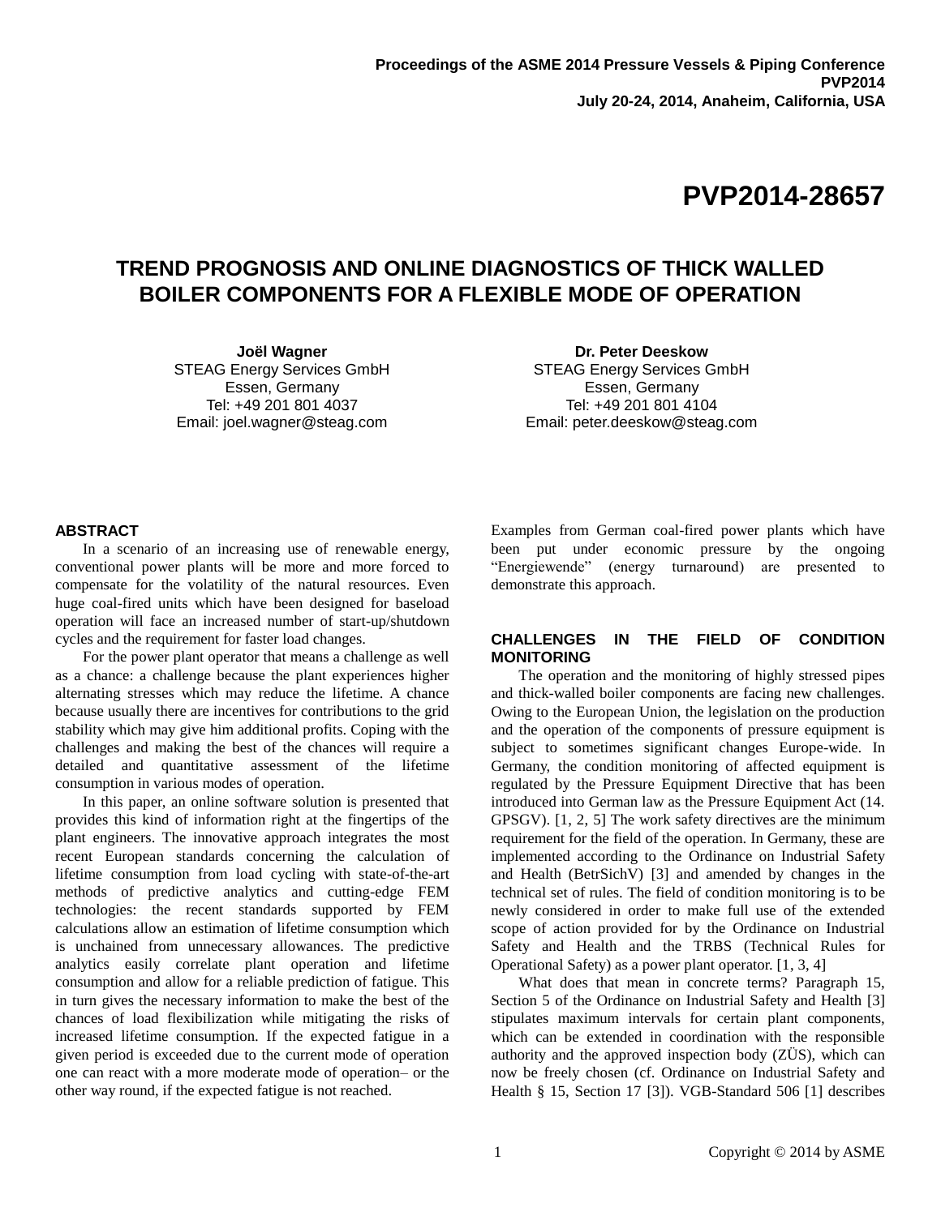Proceedings of the ASME 2014 Pressure Vessels & Piping Conference
PVP2014
July 20-24, 2014, Anaheim, California, USA

# PVP2014-28657

# TREND PROGNOSIS AND ONLINE DIAGNOSTICS OF THICK WALLED BOILER COMPONENTS FOR A FLEXIBLE MODE OF OPERATION

**Joël Wagner**
STEAG Energy Services GmbH
Essen, Germany
Tel: +49 201 801 4037
Email: joel.wagner@steag.com

**Dr. Peter Deeskow**
STEAG Energy Services GmbH
Essen, Germany
Tel: +49 201 801 4104
Email: peter.deeskow@steag.com

## ABSTRACT

In a scenario of an increasing use of renewable energy, conventional power plants will be more and more forced to compensate for the volatility of the natural resources. Even huge coal-fired units which have been designed for baseload operation will face an increased number of start-up/shutdown cycles and the requirement for faster load changes.

For the power plant operator that means a challenge as well as a chance: a challenge because the plant experiences higher alternating stresses which may reduce the lifetime. A chance because usually there are incentives for contributions to the grid stability which may give him additional profits. Coping with the challenges and making the best of the chances will require a detailed and quantitative assessment of the lifetime consumption in various modes of operation.

In this paper, an online software solution is presented that provides this kind of information right at the fingertips of the plant engineers. The innovative approach integrates the most recent European standards concerning the calculation of lifetime consumption from load cycling with state-of-the-art methods of predictive analytics and cutting-edge FEM technologies: the recent standards supported by FEM calculations allow an estimation of lifetime consumption which is unchained from unnecessary allowances. The predictive analytics easily correlate plant operation and lifetime consumption and allow for a reliable prediction of fatigue. This in turn gives the necessary information to make the best of the chances of load flexibilization while mitigating the risks of increased lifetime consumption. If the expected fatigue in a given period is exceeded due to the current mode of operation one can react with a more moderate mode of operation– or the other way round, if the expected fatigue is not reached.

Examples from German coal-fired power plants which have been put under economic pressure by the ongoing "Energiewende" (energy turnaround) are presented to demonstrate this approach.

## CHALLENGES IN THE FIELD OF CONDITION MONITORING

The operation and the monitoring of highly stressed pipes and thick-walled boiler components are facing new challenges. Owing to the European Union, the legislation on the production and the operation of the components of pressure equipment is subject to sometimes significant changes Europe-wide. In Germany, the condition monitoring of affected equipment is regulated by the Pressure Equipment Directive that has been introduced into German law as the Pressure Equipment Act (14. GPSGV). [1, 2, 5] The work safety directives are the minimum requirement for the field of the operation. In Germany, these are implemented according to the Ordinance on Industrial Safety and Health (BetrSichV) [3] and amended by changes in the technical set of rules. The field of condition monitoring is to be newly considered in order to make full use of the extended scope of action provided for by the Ordinance on Industrial Safety and Health and the TRBS (Technical Rules for Operational Safety) as a power plant operator. [1, 3, 4]

What does that mean in concrete terms? Paragraph 15, Section 5 of the Ordinance on Industrial Safety and Health [3] stipulates maximum intervals for certain plant components, which can be extended in coordination with the responsible authority and the approved inspection body (ZÜS), which can now be freely chosen (cf. Ordinance on Industrial Safety and Health § 15, Section 17 [3]). VGB-Standard 506 [1] describes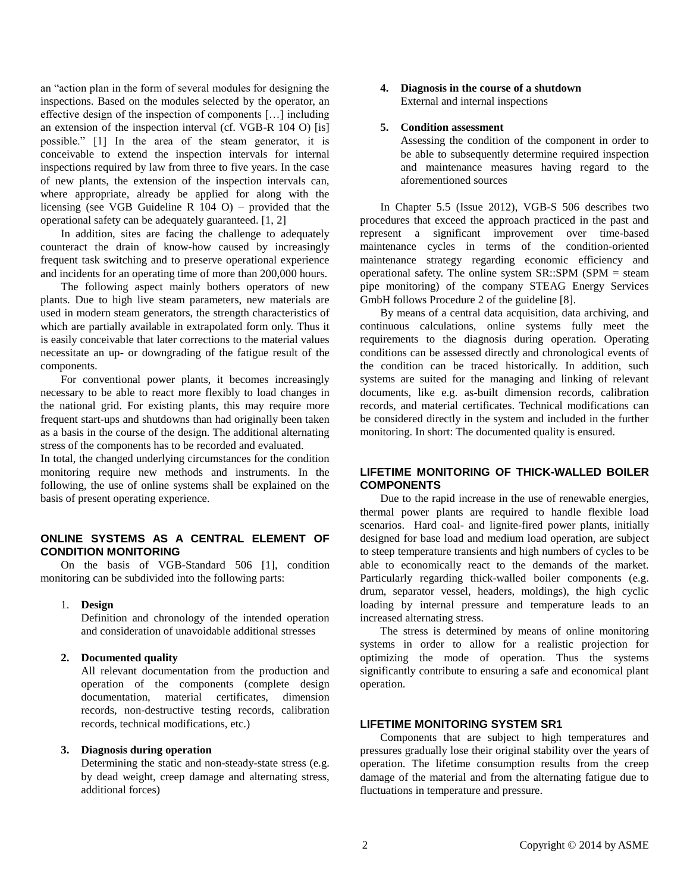an “action plan in the form of several modules for designing the inspections. Based on the modules selected by the operator, an effective design of the inspection of components […] including an extension of the inspection interval (cf. VGB-R 104 O) [is] possible.” [1] In the area of the steam generator, it is conceivable to extend the inspection intervals for internal inspections required by law from three to five years. In the case of new plants, the extension of the inspection intervals can, where appropriate, already be applied for along with the licensing (see VGB Guideline R 104 O) – provided that the operational safety can be adequately guaranteed. [1, 2]

In addition, sites are facing the challenge to adequately counteract the drain of know-how caused by increasingly frequent task switching and to preserve operational experience and incidents for an operating time of more than 200,000 hours.

The following aspect mainly bothers operators of new plants. Due to high live steam parameters, new materials are used in modern steam generators, the strength characteristics of which are partially available in extrapolated form only. Thus it is easily conceivable that later corrections to the material values necessitate an up- or downgrading of the fatigue result of the components.

For conventional power plants, it becomes increasingly necessary to be able to react more flexibly to load changes in the national grid. For existing plants, this may require more frequent start-ups and shutdowns than had originally been taken as a basis in the course of the design. The additional alternating stress of the components has to be recorded and evaluated.

In total, the changed underlying circumstances for the condition monitoring require new methods and instruments. In the following, the use of online systems shall be explained on the basis of present operating experience.

## ONLINE SYSTEMS AS A CENTRAL ELEMENT OF CONDITION MONITORING

On the basis of VGB-Standard 506 [1], condition monitoring can be subdivided into the following parts:

1. **Design**
   Definition and chronology of the intended operation and consideration of unavoidable additional stresses

2. **Documented quality**
   All relevant documentation from the production and operation of the components (complete design documentation, material certificates, dimension records, non-destructive testing records, calibration records, technical modifications, etc.)

3. **Diagnosis during operation**
   Determining the static and non-steady-state stress (e.g. by dead weight, creep damage and alternating stress, additional forces)

4. **Diagnosis in the course of a shutdown**
   External and internal inspections

5. **Condition assessment**
   Assessing the condition of the component in order to be able to subsequently determine required inspection and maintenance measures having regard to the aforementioned sources

In Chapter 5.5 (Issue 2012), VGB-S 506 describes two procedures that exceed the approach practiced in the past and represent a significant improvement over time-based maintenance cycles in terms of the condition-oriented maintenance strategy regarding economic efficiency and operational safety. The online system SR::SPM (SPM = steam pipe monitoring) of the company STEAG Energy Services GmbH follows Procedure 2 of the guideline [8].

By means of a central data acquisition, data archiving, and continuous calculations, online systems fully meet the requirements to the diagnosis during operation. Operating conditions can be assessed directly and chronological events of the condition can be traced historically. In addition, such systems are suited for the managing and linking of relevant documents, like e.g. as-built dimension records, calibration records, and material certificates. Technical modifications can be considered directly in the system and included in the further monitoring. In short: The documented quality is ensured.

## LIFETIME MONITORING OF THICK-WALLED BOILER COMPONENTS

Due to the rapid increase in the use of renewable energies, thermal power plants are required to handle flexible load scenarios. Hard coal- and lignite-fired power plants, initially designed for base load and medium load operation, are subject to steep temperature transients and high numbers of cycles to be able to economically react to the demands of the market. Particularly regarding thick-walled boiler components (e.g. drum, separator vessel, headers, moldings), the high cyclic loading by internal pressure and temperature leads to an increased alternating stress.

The stress is determined by means of online monitoring systems in order to allow for a realistic projection for optimizing the mode of operation. Thus the systems significantly contribute to ensuring a safe and economical plant operation.

## LIFETIME MONITORING SYSTEM SR1

Components that are subject to high temperatures and pressures gradually lose their original stability over the years of operation. The lifetime consumption results from the creep damage of the material and from the alternating fatigue due to fluctuations in temperature and pressure.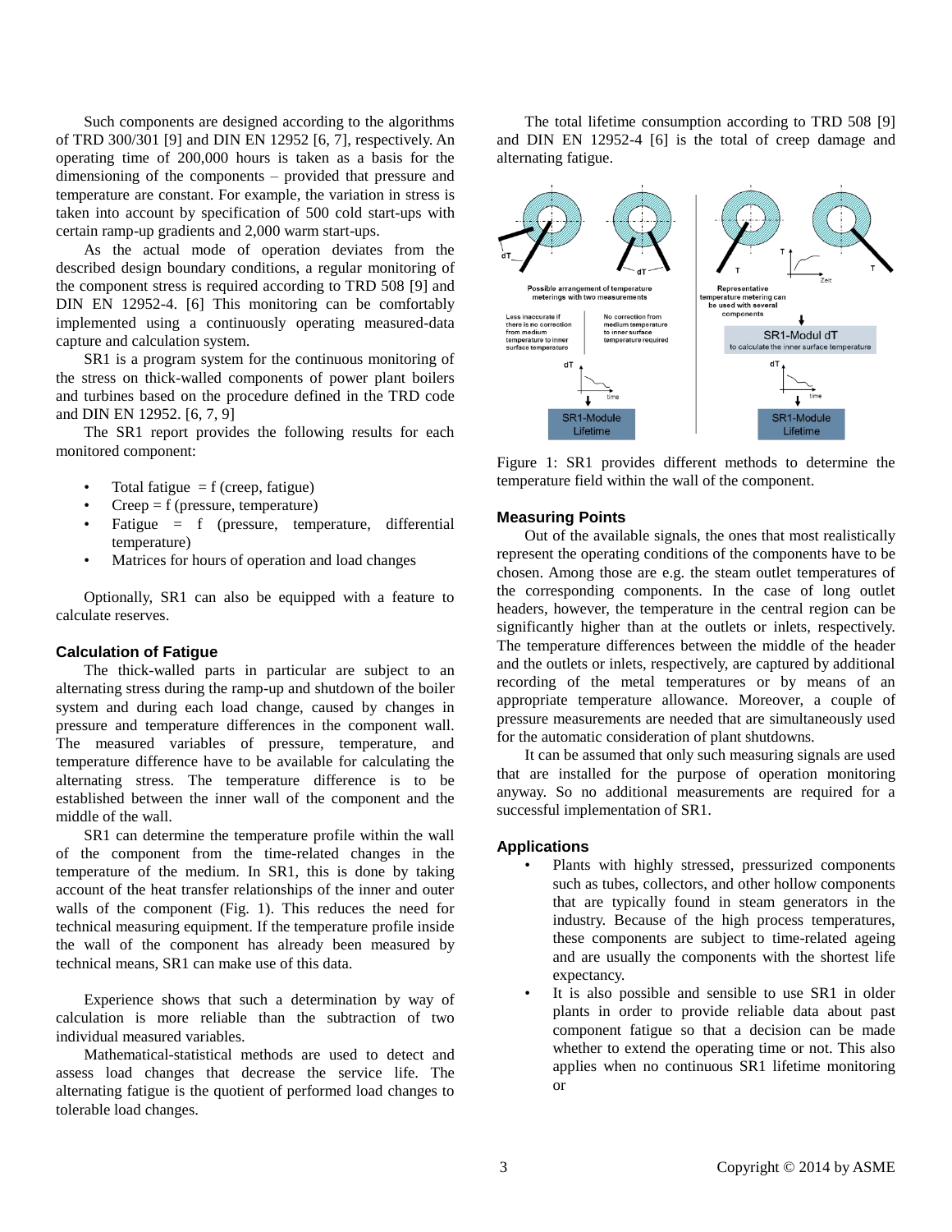Such components are designed according to the algorithms of TRD 300/301 [9] and DIN EN 12952 [6, 7], respectively. An operating time of 200,000 hours is taken as a basis for the dimensioning of the components – provided that pressure and temperature are constant. For example, the variation in stress is taken into account by specification of 500 cold start-ups with certain ramp-up gradients and 2,000 warm start-ups.

As the actual mode of operation deviates from the described design boundary conditions, a regular monitoring of the component stress is required according to TRD 508 [9] and DIN EN 12952-4. [6] This monitoring can be comfortably implemented using a continuously operating measured-data capture and calculation system.

SR1 is a program system for the continuous monitoring of the stress on thick-walled components of power plant boilers and turbines based on the procedure defined in the TRD code and DIN EN 12952. [6, 7, 9]

The SR1 report provides the following results for each monitored component:

- Total fatigue = f (creep, fatigue)
- Creep = f (pressure, temperature)
- Fatigue = f (pressure, temperature, differential temperature)
- Matrices for hours of operation and load changes

Optionally, SR1 can also be equipped with a feature to calculate reserves.

## Calculation of Fatigue

The thick-walled parts in particular are subject to an alternating stress during the ramp-up and shutdown of the boiler system and during each load change, caused by changes in pressure and temperature differences in the component wall. The measured variables of pressure, temperature, and temperature difference have to be available for calculating the alternating stress. The temperature difference is to be established between the inner wall of the component and the middle of the wall.

SR1 can determine the temperature profile within the wall of the component from the time-related changes in the temperature of the medium. In SR1, this is done by taking account of the heat transfer relationships of the inner and outer walls of the component (Fig. 1). This reduces the need for technical measuring equipment. If the temperature profile inside the wall of the component has already been measured by technical means, SR1 can make use of this data.

Experience shows that such a determination by way of calculation is more reliable than the subtraction of two individual measured variables.

Mathematical-statistical methods are used to detect and assess load changes that decrease the service life. The alternating fatigue is the quotient of performed load changes to tolerable load changes.

The total lifetime consumption according to TRD 508 [9] and DIN EN 12952-4 [6] is the total of creep damage and alternating fatigue.

Figure 1: SR1 provides different methods to determine the temperature field within the wall of the component.

## Measuring Points

Out of the available signals, the ones that most realistically represent the operating conditions of the components have to be chosen. Among those are e.g. the steam outlet temperatures of the corresponding components. In the case of long outlet headers, however, the temperature in the central region can be significantly higher than at the outlets or inlets, respectively. The temperature differences between the middle of the header and the outlets or inlets, respectively, are captured by additional recording of the metal temperatures or by means of an appropriate temperature allowance. Moreover, a couple of pressure measurements are needed that are simultaneously used for the automatic consideration of plant shutdowns.

It can be assumed that only such measuring signals are used that are installed for the purpose of operation monitoring anyway. So no additional measurements are required for a successful implementation of SR1.

## Applications

- Plants with highly stressed, pressurized components such as tubes, collectors, and other hollow components that are typically found in steam generators in the industry. Because of the high process temperatures, these components are subject to time-related ageing and are usually the components with the shortest life expectancy.
- It is also possible and sensible to use SR1 in older plants in order to provide reliable data about past component fatigue so that a decision can be made whether to extend the operating time or not. This also applies when no continuous SR1 lifetime monitoring or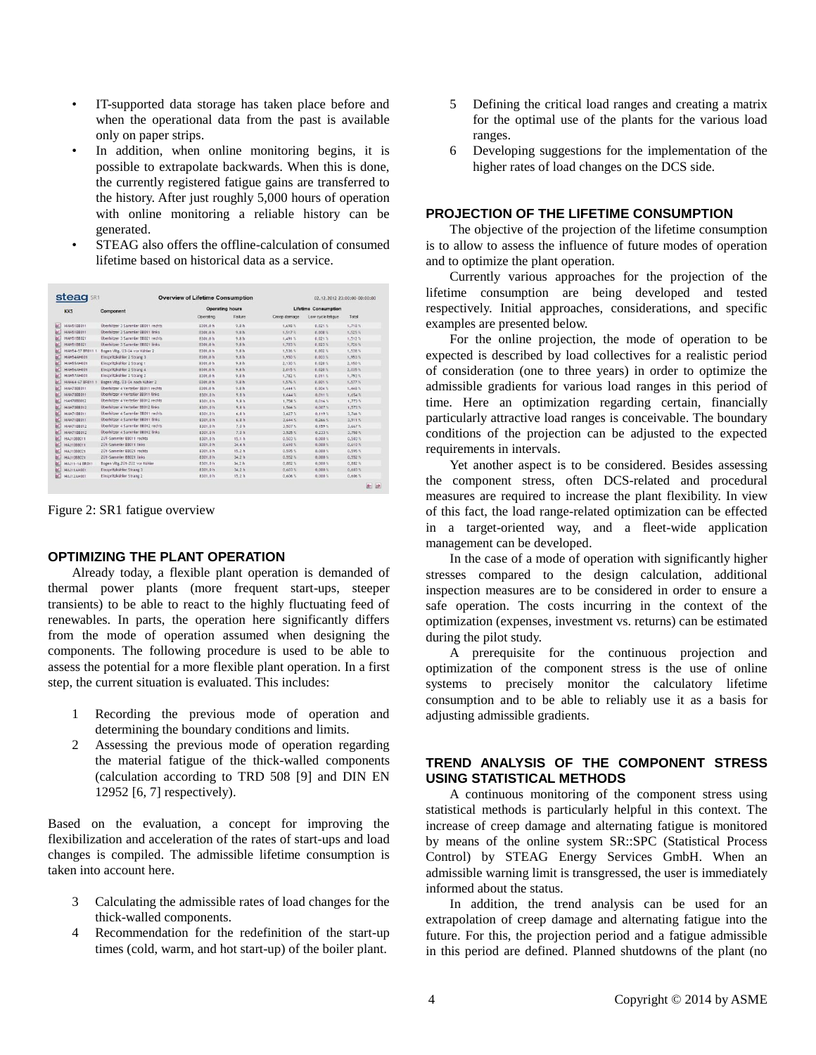- IT-supported data storage has taken place before and when the operational data from the past is available only on paper strips.
- In addition, when online monitoring begins, it is possible to extrapolate backwards. When this is done, the currently registered fatigue gains are transferred to the history. After just roughly 5,000 hours of operation with online monitoring a reliable history can be generated.
- STEAG also offers the offline-calculation of consumed lifetime based on historical data as a service.

Figure 2: SR1 fatigue overview

## OPTIMIZING THE PLANT OPERATION

Already today, a flexible plant operation is demanded of thermal power plants (more frequent start-ups, steeper transients) to be able to react to the highly fluctuating feed of renewables. In parts, the operation here significantly differs from the mode of operation assumed when designing the components. The following procedure is used to be able to assess the potential for a more flexible plant operation. In a first step, the current situation is evaluated. This includes:

1. Recording the previous mode of operation and determining the boundary conditions and limits.
2. Assessing the previous mode of operation regarding the material fatigue of the thick-walled components (calculation according to TRD 508 [9] and DIN EN 12952 [6, 7] respectively).

Based on the evaluation, a concept for improving the flexibilization and acceleration of the rates of start-ups and load changes is compiled. The admissible lifetime consumption is taken into account here.

3. Calculating the admissible rates of load changes for the thick-walled components.
4. Recommendation for the redefinition of the start-up times (cold, warm, and hot start-up) of the boiler plant.
5. Defining the critical load ranges and creating a matrix for the optimal use of the plants for the various load ranges.
6. Developing suggestions for the implementation of the higher rates of load changes on the DCS side.

## PROJECTION OF THE LIFETIME CONSUMPTION

The objective of the projection of the lifetime consumption is to allow to assess the influence of future modes of operation and to optimize the plant operation.

Currently various approaches for the projection of the lifetime consumption are being developed and tested respectively. Initial approaches, considerations, and specific examples are presented below.

For the online projection, the mode of operation to be expected is described by load collectives for a realistic period of consideration (one to three years) in order to optimize the admissible gradients for various load ranges in this period of time. Here an optimization regarding certain, financially particularly attractive load ranges is conceivable. The boundary conditions of the projection can be adjusted to the expected requirements in intervals.

Yet another aspect is to be considered. Besides assessing the component stress, often DCS-related and procedural measures are required to increase the plant flexibility. In view of this fact, the load range-related optimization can be effected in a target-oriented way, and a fleet-wide application management can be developed.

In the case of a mode of operation with significantly higher stresses compared to the design calculation, additional inspection measures are to be considered in order to ensure a safe operation. The costs incurring in the context of the optimization (expenses, investment vs. returns) can be estimated during the pilot study.

A prerequisite for the continuous projection and optimization of the component stress is the use of online systems to precisely monitor the calculatory lifetime consumption and to be able to reliably use it as a basis for adjusting admissible gradients.

## TREND ANALYSIS OF THE COMPONENT STRESS USING STATISTICAL METHODS

A continuous monitoring of the component stress using statistical methods is particularly helpful in this context. The increase of creep damage and alternating fatigue is monitored by means of the online system SR::SPC (Statistical Process Control) by STEAG Energy Services GmbH. When an admissible warning limit is transgressed, the user is immediately informed about the status.

In addition, the trend analysis can be used for an extrapolation of creep damage and alternating fatigue into the future. For this, the projection period and a fatigue admissible in this period are defined. Planned shutdowns of the plant (no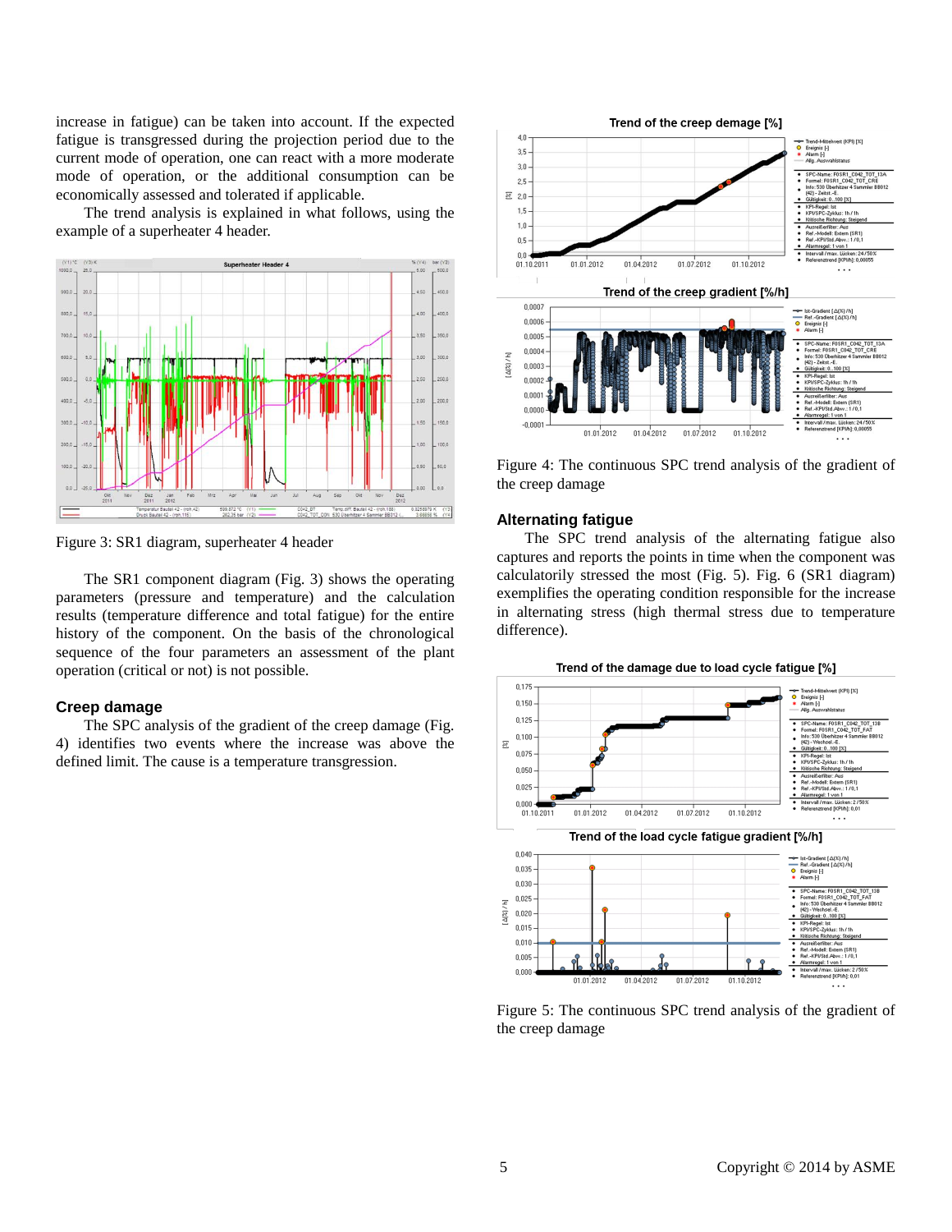increase in fatigue) can be taken into account. If the expected fatigue is transgressed during the projection period due to the current mode of operation, one can react with a more moderate mode of operation, or the additional consumption can be economically assessed and tolerated if applicable.

The trend analysis is explained in what follows, using the example of a superheater 4 header.

Figure 3: SR1 diagram, superheater 4 header

The SR1 component diagram (Fig. 3) shows the operating parameters (pressure and temperature) and the calculation results (temperature difference and total fatigue) for the entire history of the component. On the basis of the chronological sequence of the four parameters an assessment of the plant operation (critical or not) is not possible.

## Creep damage

The SPC analysis of the gradient of the creep damage (Fig. 4) identifies two events where the increase was above the defined limit. The cause is a temperature transgression.

Figure 4: The continuous SPC trend analysis of the gradient of the creep damage

## Alternating fatigue

The SPC trend analysis of the alternating fatigue also captures and reports the points in time when the component was calculatorily stressed the most (Fig. 5). Fig. 6 (SR1 diagram) exemplifies the operating condition responsible for the increase in alternating stress (high thermal stress due to temperature difference).

Figure 5: The continuous SPC trend analysis of the gradient of the creep damage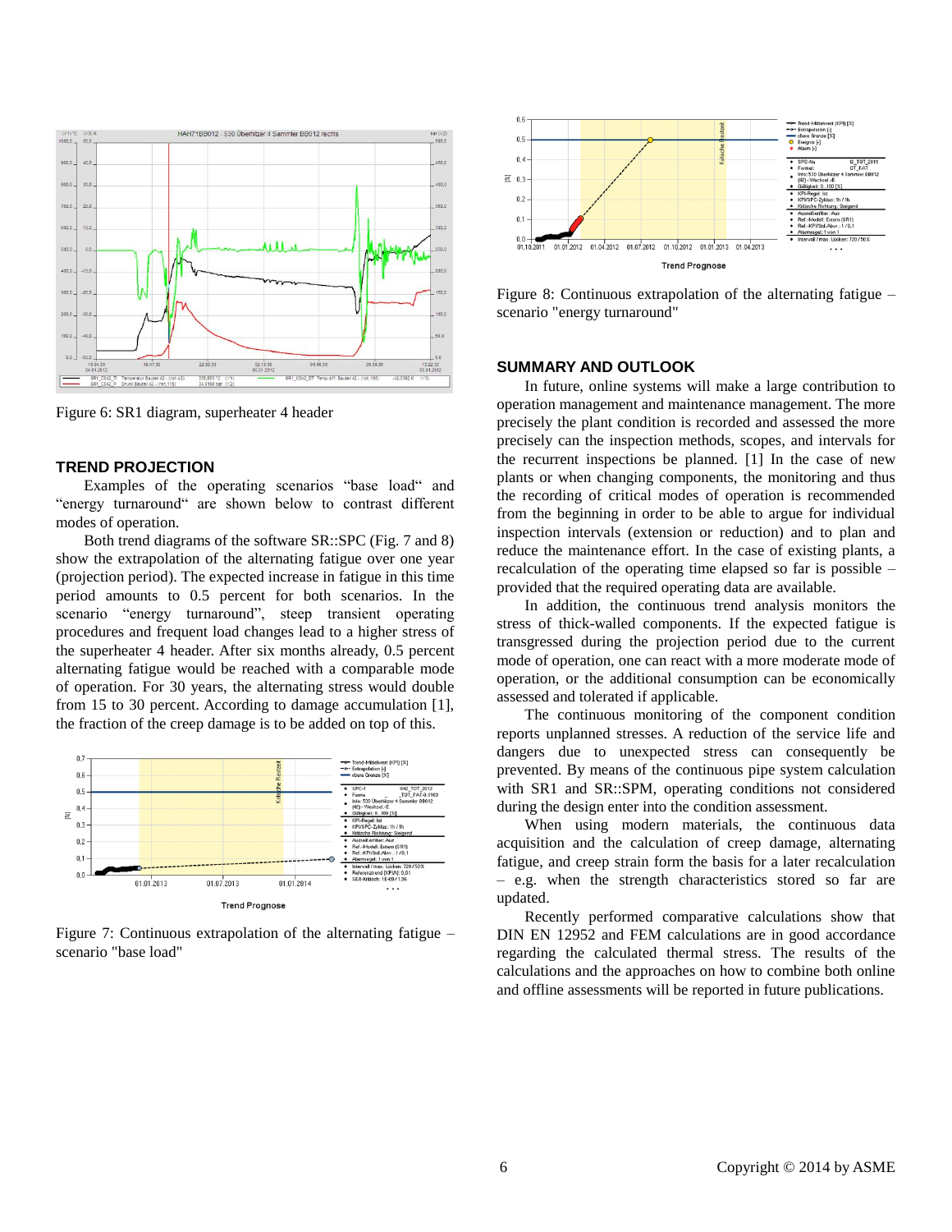Figure 6: SR1 diagram, superheater 4 header

## TREND PROJECTION

Examples of the operating scenarios "base load" and "energy turnaround" are shown below to contrast different modes of operation.

Both trend diagrams of the software SR::SPC (Fig. 7 and 8) show the extrapolation of the alternating fatigue over one year (projection period). The expected increase in fatigue in this time period amounts to 0.5 percent for both scenarios. In the scenario "energy turnaround", steep transient operating procedures and frequent load changes lead to a higher stress of the superheater 4 header. After six months already, 0.5 percent alternating fatigue would be reached with a comparable mode of operation. For 30 years, the alternating stress would double from 15 to 30 percent. According to damage accumulation [1], the fraction of the creep damage is to be added on top of this.

Figure 7: Continuous extrapolation of the alternating fatigue – scenario "base load"

Figure 8: Continuous extrapolation of the alternating fatigue – scenario "energy turnaround"

## SUMMARY AND OUTLOOK

In future, online systems will make a large contribution to operation management and maintenance management. The more precisely the plant condition is recorded and assessed the more precisely can the inspection methods, scopes, and intervals for the recurrent inspections be planned. [1] In the case of new plants or when changing components, the monitoring and thus the recording of critical modes of operation is recommended from the beginning in order to be able to argue for individual inspection intervals (extension or reduction) and to plan and reduce the maintenance effort. In the case of existing plants, a recalculation of the operating time elapsed so far is possible – provided that the required operating data are available.

In addition, the continuous trend analysis monitors the stress of thick-walled components. If the expected fatigue is transgressed during the projection period due to the current mode of operation, one can react with a more moderate mode of operation, or the additional consumption can be economically assessed and tolerated if applicable.

The continuous monitoring of the component condition reports unplanned stresses. A reduction of the service life and dangers due to unexpected stress can consequently be prevented. By means of the continuous pipe system calculation with SR1 and SR::SPM, operating conditions not considered during the design enter into the condition assessment.

When using modern materials, the continuous data acquisition and the calculation of creep damage, alternating fatigue, and creep strain form the basis for a later recalculation – e.g. when the strength characteristics stored so far are updated.

Recently performed comparative calculations show that DIN EN 12952 and FEM calculations are in good accordance regarding the calculated thermal stress. The results of the calculations and the approaches on how to combine both online and offline assessments will be reported in future publications.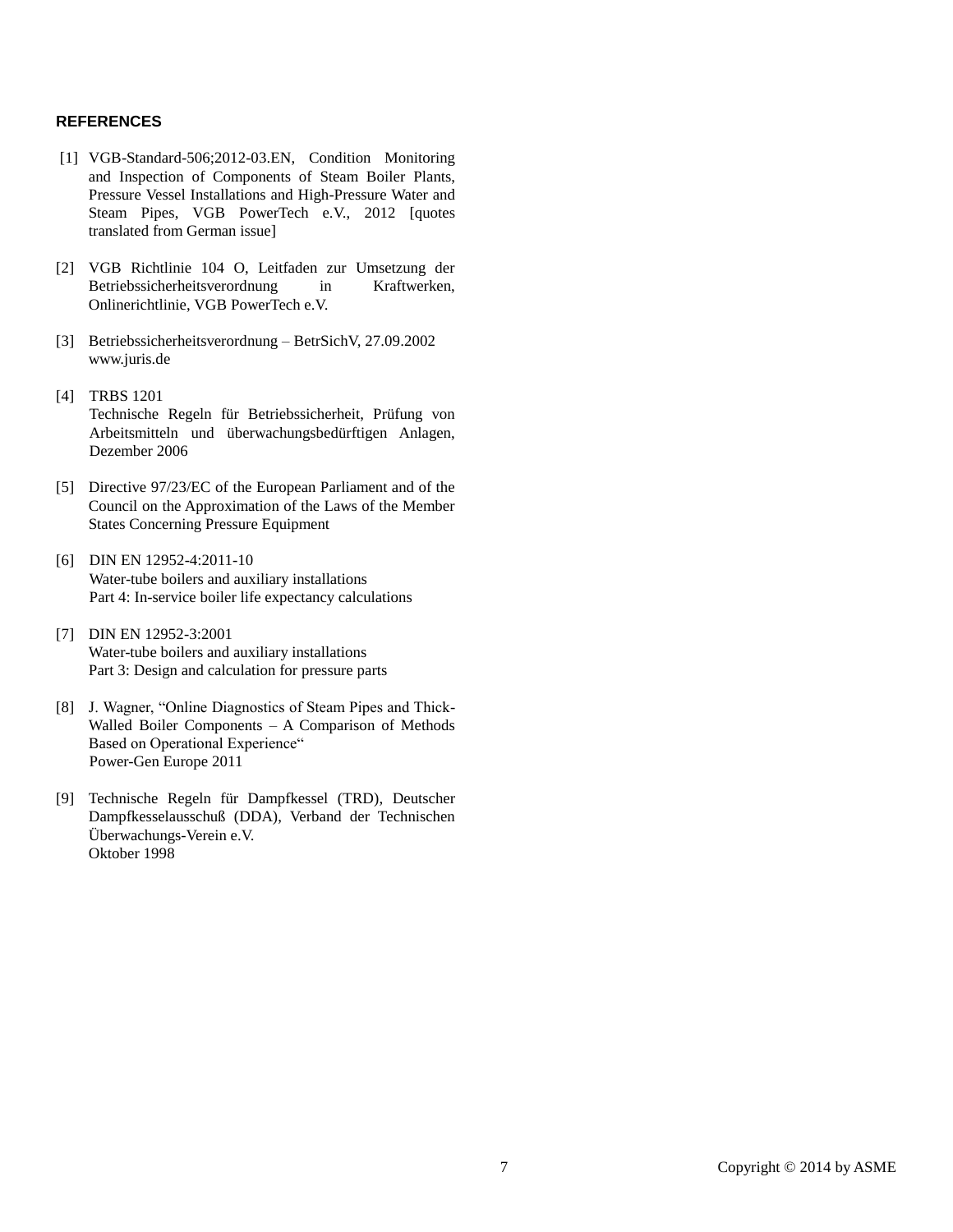## REFERENCES

[1] VGB-Standard-506;2012-03.EN, Condition Monitoring and Inspection of Components of Steam Boiler Plants, Pressure Vessel Installations and High-Pressure Water and Steam Pipes, VGB PowerTech e.V., 2012 [quotes translated from German issue]

[2] VGB Richtlinie 104 O, Leitfaden zur Umsetzung der Betriebssicherheitsverordnung in Kraftwerken, Onlinerichtlinie, VGB PowerTech e.V.

[3] Betriebssicherheitsverordnung – BetrSichV, 27.09.2002 www.juris.de

[4] TRBS 1201
Technische Regeln für Betriebssicherheit, Prüfung von Arbeitsmitteln und überwachungsbedürftigen Anlagen, Dezember 2006

[5] Directive 97/23/EC of the European Parliament and of the Council on the Approximation of the Laws of the Member States Concerning Pressure Equipment

[6] DIN EN 12952-4:2011-10
Water-tube boilers and auxiliary installations
Part 4: In-service boiler life expectancy calculations

[7] DIN EN 12952-3:2001
Water-tube boilers and auxiliary installations
Part 3: Design and calculation for pressure parts

[8] J. Wagner, "Online Diagnostics of Steam Pipes and Thick-Walled Boiler Components – A Comparison of Methods Based on Operational Experience"
Power-Gen Europe 2011

[9] Technische Regeln für Dampfkessel (TRD), Deutscher Dampfkesselausschuß (DDA), Verband der Technischen Überwachungs-Verein e.V.
Oktober 1998